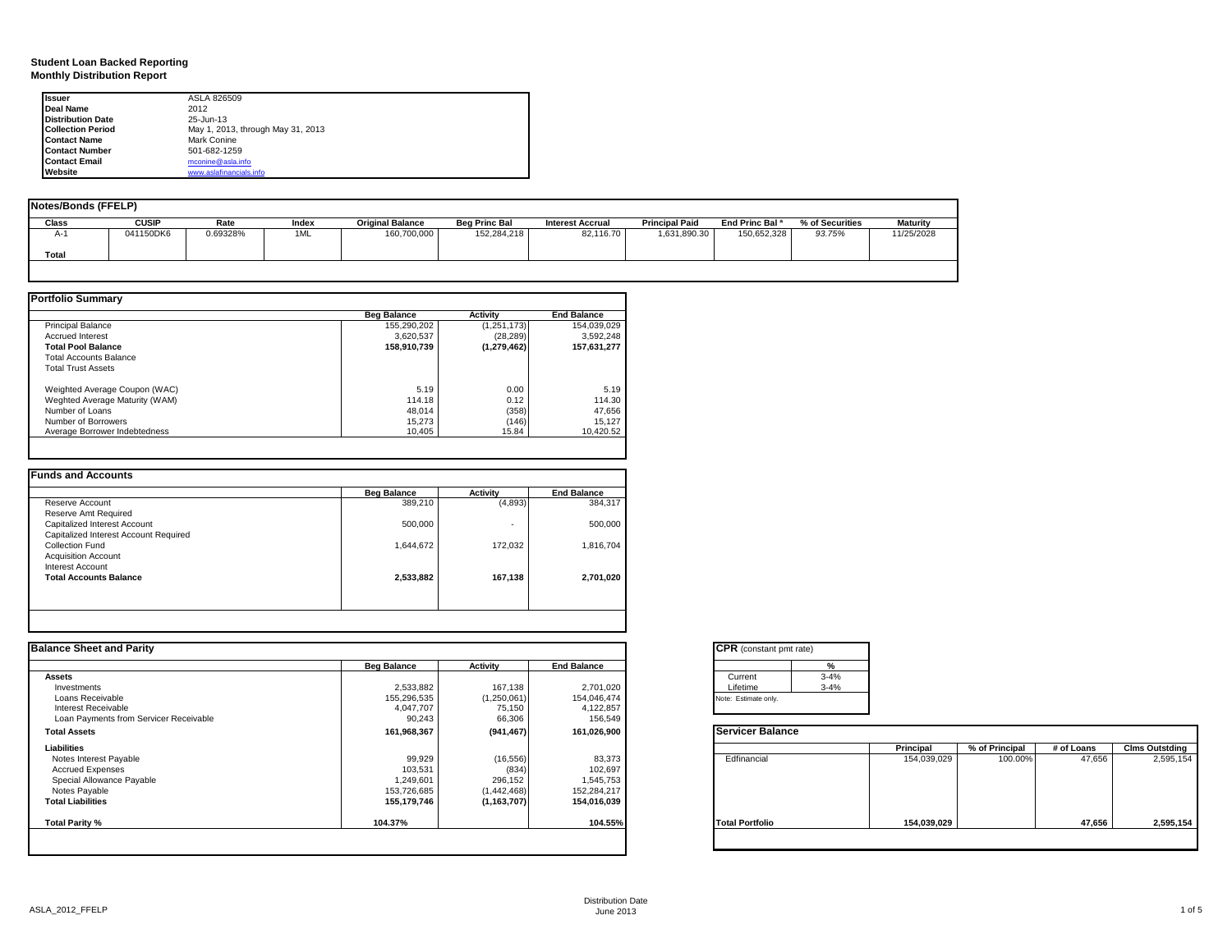**Student Loan Backed Reporting**
**Monthly Distribution Report**

| | |
|---|---|
| **Issuer** | ASLA 826509 |
| **Deal Name** | 2012 |
| **Distribution Date** | 25-Jun-13 |
| **Collection Period** | May 1, 2013, through May 31, 2013 |
| **Contact Name** | Mark Conine |
| **Contact Number** | 501-682-1259 |
| **Contact Email** | mconine@asla.info |
| **Website** | www.aslafinancials.info |

**Notes/Bonds (FFELP)**

| Class | CUSIP | Rate | Index | Original Balance | Beg Princ Bal | Interest Accrual | Principal Paid | End Princ Bal ᵃ | % of Securities | Maturity |
|---|---|---|---|---|---|---|---|---|---|---|
| A-1 | 041150DK6 | 0.69328% | 1ML | 160,700,000 | 152,284,218 | 82,116.70 | 1,631,890.30 | 150,652,328 | 93.75% | 11/25/2028 |
| **Total** | | | | | | | | | | |

**Portfolio Summary**

| | Beg Balance | Activity | End Balance |
|---|---|---|---|
| Principal Balance | 155,290,202 | (1,251,173) | 154,039,029 |
| Accrued Interest | 3,620,537 | (28,289) | 3,592,248 |
| **Total Pool Balance** | **158,910,739** | **(1,279,462)** | **157,631,277** |
| Total Accounts Balance | | | |
| Total Trust Assets | | | |
| Weighted Average Coupon (WAC) | 5.19 | 0.00 | 5.19 |
| Weghted Average Maturity (WAM) | 114.18 | 0.12 | 114.30 |
| Number of Loans | 48,014 | (358) | 47,656 |
| Number of Borrowers | 15,273 | (146) | 15,127 |
| Average Borrower Indebtedness | 10,405 | 15.84 | 10,420.52 |

**Funds and Accounts**

| | Beg Balance | Activity | End Balance |
|---|---|---|---|
| Reserve Account | 389,210 | (4,893) | 384,317 |
| Reserve Amt Required | | | |
| Capitalized Interest Account | 500,000 | - | 500,000 |
| Capitalized Interest Account Required | | | |
| Collection Fund | 1,644,672 | 172,032 | 1,816,704 |
| Acquisition Account | | | |
| Interest Account | | | |
| **Total Accounts Balance** | **2,533,882** | **167,138** | **2,701,020** |

**Balance Sheet and Parity**

| | Beg Balance | Activity | End Balance |
|---|---|---|---|
| **Assets** | | | |
| Investments | 2,533,882 | 167,138 | 2,701,020 |
| Loans Receivable | 155,296,535 | (1,250,061) | 154,046,474 |
| Interest Receivable | 4,047,707 | 75,150 | 4,122,857 |
| Loan Payments from Servicer Receivable | 90,243 | 66,306 | 156,549 |
| **Total Assets** | **161,968,367** | **(941,467)** | **161,026,900** |
| **Liabilities** | | | |
| Notes Interest Payable | 99,929 | (16,556) | 83,373 |
| Accrued Expenses | 103,531 | (834) | 102,697 |
| Special Allowance Payable | 1,249,601 | 296,152 | 1,545,753 |
| Notes Payable | 153,726,685 | (1,442,468) | 152,284,217 |
| **Total Liabilities** | **155,179,746** | **(1,163,707)** | **154,016,039** |
| **Total Parity %** | **104.37%** | | **104.55%** |

**CPR** (constant pmt rate)

| | % |
|---|---|
| Current | 3-4% |
| Lifetime | 3-4% |

Note: Estimate only.

**Servicer Balance**

| | Principal | % of Principal | # of Loans | Clms Outstding |
|---|---|---|---|---|
| Edfinancial | 154,039,029 | 100.00% | 47,656 | 2,595,154 |
| **Total Portfolio** | **154,039,029** | | **47,656** | **2,595,154** |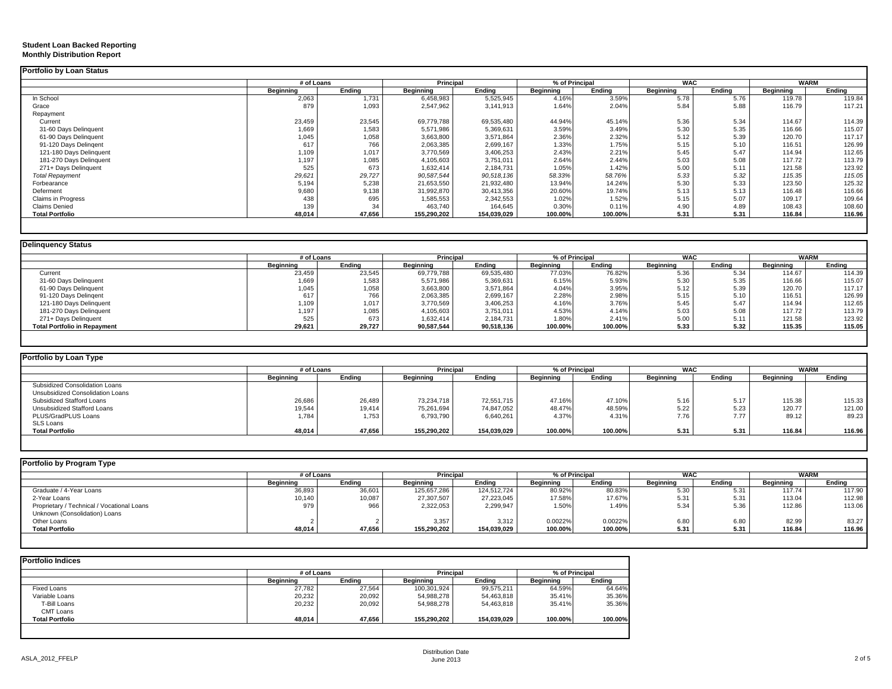**Student Loan Backed Reporting**
**Monthly Distribution Report**

## Portfolio by Loan Status

| | # of Loans | | Principal | | % of Principal | | WAC | | WARM | |
|---|---|---|---|---|---|---|---|---|---|---|
| | Beginning | Ending | Beginning | Ending | Beginning | Ending | Beginning | Ending | Beginning | Ending |
| In School | 2,063 | 1,731 | 6,458,983 | 5,525,945 | 4.16% | 3.59% | 5.78 | 5.76 | 119.78 | 119.84 |
| Grace | 879 | 1,093 | 2,547,962 | 3,141,913 | 1.64% | 2.04% | 5.84 | 5.88 | 116.79 | 117.21 |
| Repayment | | | | | | | | | | |
| Current | 23,459 | 23,545 | 69,779,788 | 69,535,480 | 44.94% | 45.14% | 5.36 | 5.34 | 114.67 | 114.39 |
| 31-60 Days Delinquent | 1,669 | 1,583 | 5,571,986 | 5,369,631 | 3.59% | 3.49% | 5.30 | 5.35 | 116.66 | 115.07 |
| 61-90 Days Delinquent | 1,045 | 1,058 | 3,663,800 | 3,571,864 | 2.36% | 2.32% | 5.12 | 5.39 | 120.70 | 117.17 |
| 91-120 Days Delinqent | 617 | 766 | 2,063,385 | 2,699,167 | 1.33% | 1.75% | 5.15 | 5.10 | 116.51 | 126.99 |
| 121-180 Days Delinquent | 1,109 | 1,017 | 3,770,569 | 3,406,253 | 2.43% | 2.21% | 5.45 | 5.47 | 114.94 | 112.65 |
| 181-270 Days Delinquent | 1,197 | 1,085 | 4,105,603 | 3,751,011 | 2.64% | 2.44% | 5.03 | 5.08 | 117.72 | 113.79 |
| 271+ Days Delinquent | 525 | 673 | 1,632,414 | 2,184,731 | 1.05% | 1.42% | 5.00 | 5.11 | 121.58 | 123.92 |
| *Total Repayment* | *29,621* | *29,727* | *90,587,544* | *90,518,136* | *58.33%* | *58.76%* | *5.33* | *5.32* | *115.35* | *115.05* |
| Forbearance | 5,194 | 5,238 | 21,653,550 | 21,932,480 | 13.94% | 14.24% | 5.30 | 5.33 | 123.50 | 125.32 |
| Deferment | 9,680 | 9,138 | 31,992,870 | 30,413,356 | 20.60% | 19.74% | 5.13 | 5.13 | 116.48 | 116.66 |
| Claims in Progress | 438 | 695 | 1,585,553 | 2,342,553 | 1.02% | 1.52% | 5.15 | 5.07 | 109.17 | 109.64 |
| Claims Denied | 139 | 34 | 463,740 | 164,645 | 0.30% | 0.11% | 4.90 | 4.89 | 108.43 | 108.60 |
| **Total Portfolio** | **48,014** | **47,656** | **155,290,202** | **154,039,029** | **100.00%** | **100.00%** | **5.31** | **5.31** | **116.84** | **116.96** |

## Delinquency Status

| | # of Loans | | Principal | | % of Principal | | WAC | | WARM | |
|---|---|---|---|---|---|---|---|---|---|---|
| | Beginning | Ending | Beginning | Ending | Beginning | Ending | Beginning | Ending | Beginning | Ending |
| Current | 23,459 | 23,545 | 69,779,788 | 69,535,480 | 77.03% | 76.82% | 5.36 | 5.34 | 114.67 | 114.39 |
| 31-60 Days Delinquent | 1,669 | 1,583 | 5,571,986 | 5,369,631 | 6.15% | 5.93% | 5.30 | 5.35 | 116.66 | 115.07 |
| 61-90 Days Delinquent | 1,045 | 1,058 | 3,663,800 | 3,571,864 | 4.04% | 3.95% | 5.12 | 5.39 | 120.70 | 117.17 |
| 91-120 Days Delinqent | 617 | 766 | 2,063,385 | 2,699,167 | 2.28% | 2.98% | 5.15 | 5.10 | 116.51 | 126.99 |
| 121-180 Days Delinquent | 1,109 | 1,017 | 3,770,569 | 3,406,253 | 4.16% | 3.76% | 5.45 | 5.47 | 114.94 | 112.65 |
| 181-270 Days Delinquent | 1,197 | 1,085 | 4,105,603 | 3,751,011 | 4.53% | 4.14% | 5.03 | 5.08 | 117.72 | 113.79 |
| 271+ Days Delinquent | 525 | 673 | 1,632,414 | 2,184,731 | 1.80% | 2.41% | 5.00 | 5.11 | 121.58 | 123.92 |
| **Total Portfolio in Repayment** | **29,621** | **29,727** | **90,587,544** | **90,518,136** | **100.00%** | **100.00%** | **5.33** | **5.32** | **115.35** | **115.05** |

## Portfolio by Loan Type

| | # of Loans | | Principal | | % of Principal | | WAC | | WARM | |
|---|---|---|---|---|---|---|---|---|---|---|
| | Beginning | Ending | Beginning | Ending | Beginning | Ending | Beginning | Ending | Beginning | Ending |
| Subsidized Consolidation Loans | | | | | | | | | | |
| Unsubsidized Consolidation Loans | | | | | | | | | | |
| Subsidized Stafford Loans | 26,686 | 26,489 | 73,234,718 | 72,551,715 | 47.16% | 47.10% | 5.16 | 5.17 | 115.38 | 115.33 |
| Unsubsidized Stafford Loans | 19,544 | 19,414 | 75,261,694 | 74,847,052 | 48.47% | 48.59% | 5.22 | 5.23 | 120.77 | 121.00 |
| PLUS/GradPLUS Loans | 1,784 | 1,753 | 6,793,790 | 6,640,261 | 4.37% | 4.31% | 7.76 | 7.77 | 89.12 | 89.23 |
| SLS Loans | | | | | | | | | | |
| **Total Portfolio** | **48,014** | **47,656** | **155,290,202** | **154,039,029** | **100.00%** | **100.00%** | **5.31** | **5.31** | **116.84** | **116.96** |

## Portfolio by Program Type

| | # of Loans | | Principal | | % of Principal | | WAC | | WARM | |
|---|---|---|---|---|---|---|---|---|---|---|
| | Beginning | Ending | Beginning | Ending | Beginning | Ending | Beginning | Ending | Beginning | Ending |
| Graduate / 4-Year Loans | 36,893 | 36,601 | 125,657,286 | 124,512,724 | 80.92% | 80.83% | 5.30 | 5.31 | 117.74 | 117.90 |
| 2-Year Loans | 10,140 | 10,087 | 27,307,507 | 27,223,045 | 17.58% | 17.67% | 5.31 | 5.31 | 113.04 | 112.98 |
| Proprietary / Technical / Vocational Loans | 979 | 966 | 2,322,053 | 2,299,947 | 1.50% | 1.49% | 5.34 | 5.36 | 112.86 | 113.06 |
| Unknown (Consolidation) Loans | | | | | | | | | | |
| Other Loans | 2 | 2 | 3,357 | 3,312 | 0.0022% | 0.0022% | 6.80 | 6.80 | 82.99 | 83.27 |
| **Total Portfolio** | **48,014** | **47,656** | **155,290,202** | **154,039,029** | **100.00%** | **100.00%** | **5.31** | **5.31** | **116.84** | **116.96** |

## Portfolio Indices

| | # of Loans | | Principal | | % of Principal | |
|---|---|---|---|---|---|---|
| | Beginning | Ending | Beginning | Ending | Beginning | Ending |
| Fixed Loans | 27,782 | 27,564 | 100,301,924 | 99,575,211 | 64.59% | 64.64% |
| Variable Loans | 20,232 | 20,092 | 54,988,278 | 54,463,818 | 35.41% | 35.36% |
| T-Bill Loans | 20,232 | 20,092 | 54,988,278 | 54,463,818 | 35.41% | 35.36% |
| CMT Loans | | | | | | |
| **Total Portfolio** | **48,014** | **47,656** | **155,290,202** | **154,039,029** | **100.00%** | **100.00%** |

Distribution Date
June 2013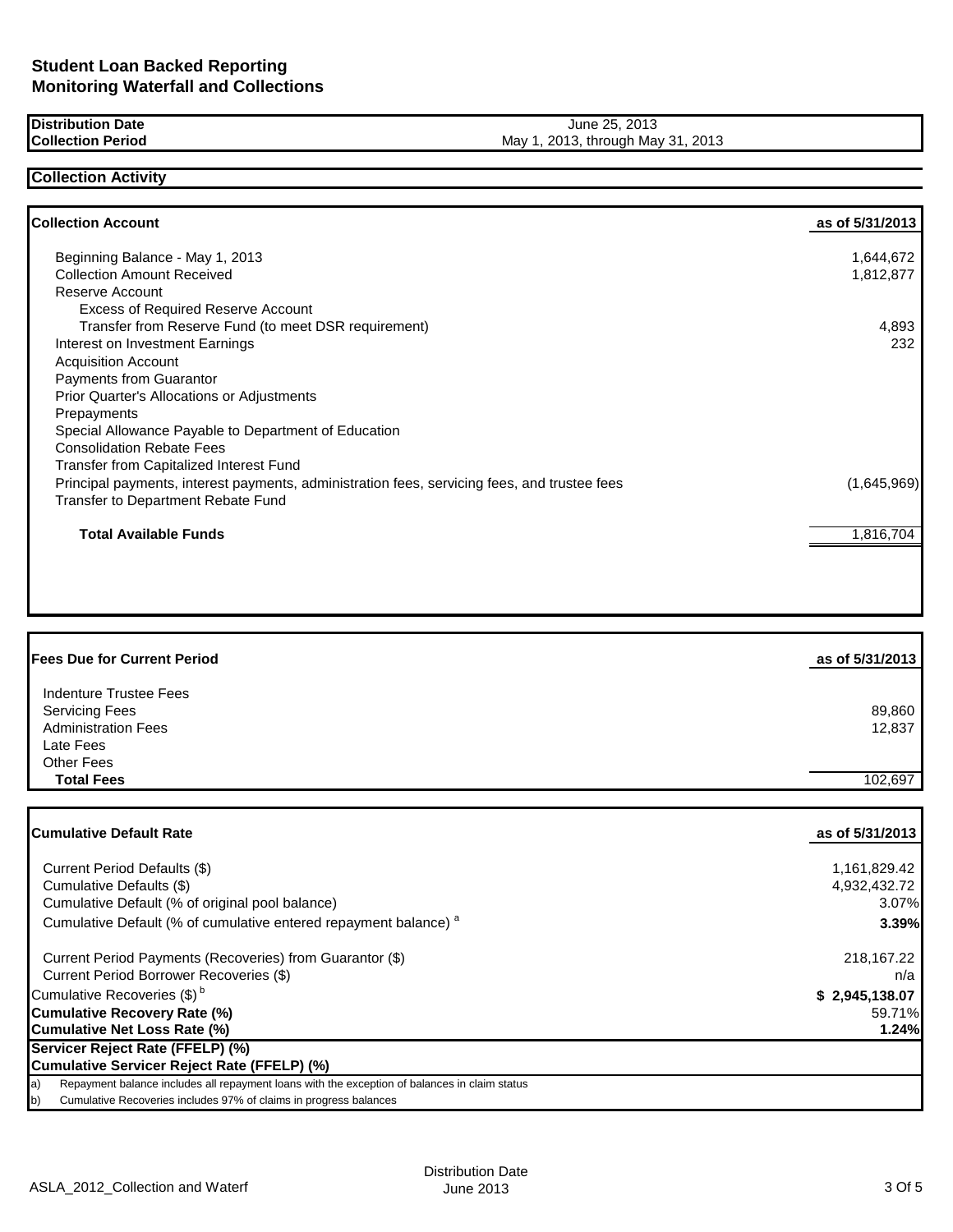# Student Loan Backed Reporting
## Monitoring Waterfall and Collections

| | |
|---|---|
| **Distribution Date** | June 25, 2013 |
| **Collection Period** | May 1, 2013, through May 31, 2013 |

## Collection Activity

| **Collection Account** | **as of 5/31/2013** |
|---|---|
| Beginning Balance - May 1, 2013 | 1,644,672 |
| Collection Amount Received | 1,812,877 |
| Reserve Account | |
| Excess of Required Reserve Account | |
| Transfer from Reserve Fund (to meet DSR requirement) | 4,893 |
| Interest on Investment Earnings | 232 |
| Acquisition Account | |
| Payments from Guarantor | |
| Prior Quarter's Allocations or Adjustments | |
| Prepayments | |
| Special Allowance Payable to Department of Education | |
| Consolidation Rebate Fees | |
| Transfer from Capitalized Interest Fund | |
| Principal payments, interest payments, administration fees, servicing fees, and trustee fees | (1,645,969) |
| Transfer to Department Rebate Fund | |
| **Total Available Funds** | 1,816,704 |

| **Fees Due for Current Period** | **as of 5/31/2013** |
|---|---|
| Indenture Trustee Fees | |
| Servicing Fees | 89,860 |
| Administration Fees | 12,837 |
| Late Fees | |
| Other Fees | |
| **Total Fees** | 102,697 |

| **Cumulative Default Rate** | **as of 5/31/2013** |
|---|---|
| Current Period Defaults ($) | 1,161,829.42 |
| Cumulative Defaults ($) | 4,932,432.72 |
| Cumulative Default (% of original pool balance) | 3.07% |
| Cumulative Default (% of cumulative entered repayment balance) [a] | **3.39%** |
| Current Period Payments (Recoveries) from Guarantor ($) | 218,167.22 |
| Current Period Borrower Recoveries ($) | n/a |
| Cumulative Recoveries ($) [b] | **$ 2,945,138.07** |
| **Cumulative Recovery Rate (%)** | 59.71% |
| **Cumulative Net Loss Rate (%)** | **1.24%** |
| **Servicer Reject Rate (FFELP) (%)** | |
| **Cumulative Servicer Reject Rate (FFELP) (%)** | |

a) Repayment balance includes all repayment loans with the exception of balances in claim status

b) Cumulative Recoveries includes 97% of claims in progress balances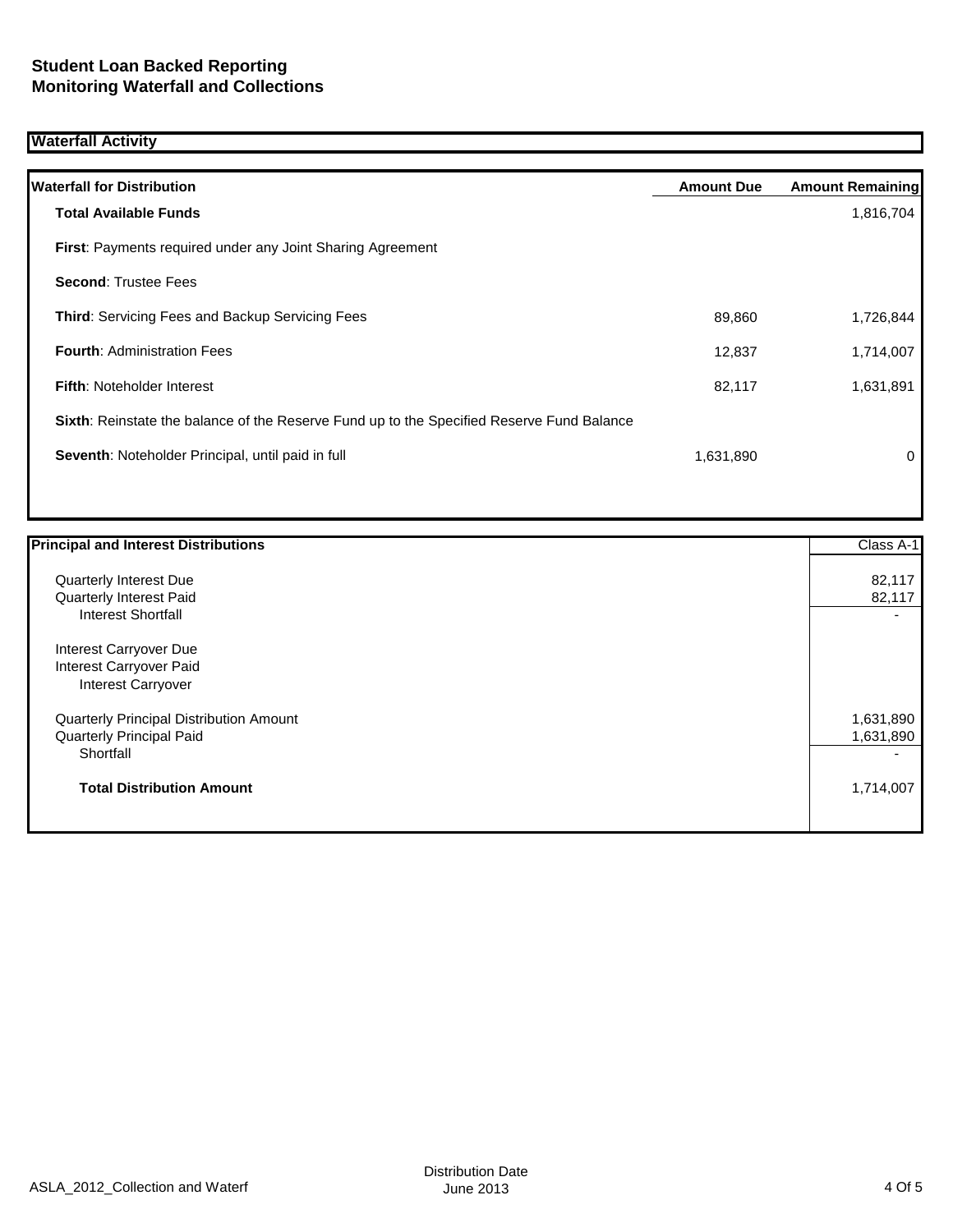# Student Loan Backed Reporting
# Monitoring Waterfall and Collections

## Waterfall Activity

| Waterfall for Distribution | Amount Due | Amount Remaining |
|---|---|---|
| **Total Available Funds** | | 1,816,704 |
| **First**: Payments required under any Joint Sharing Agreement | | |
| **Second**: Trustee Fees | | |
| **Third**: Servicing Fees and Backup Servicing Fees | 89,860 | 1,726,844 |
| **Fourth**: Administration Fees | 12,837 | 1,714,007 |
| **Fifth**: Noteholder Interest | 82,117 | 1,631,891 |
| **Sixth**: Reinstate the balance of the Reserve Fund up to the Specified Reserve Fund Balance | | |
| **Seventh**: Noteholder Principal, until paid in full | 1,631,890 | 0 |

| Principal and Interest Distributions | Class A-1 |
|---|---|
| Quarterly Interest Due | 82,117 |
| Quarterly Interest Paid | 82,117 |
| Interest Shortfall | - |
| Interest Carryover Due | |
| Interest Carryover Paid | |
| Interest Carryover | |
| Quarterly Principal Distribution Amount | 1,631,890 |
| Quarterly Principal Paid | 1,631,890 |
| Shortfall | - |
| **Total Distribution Amount** | 1,714,007 |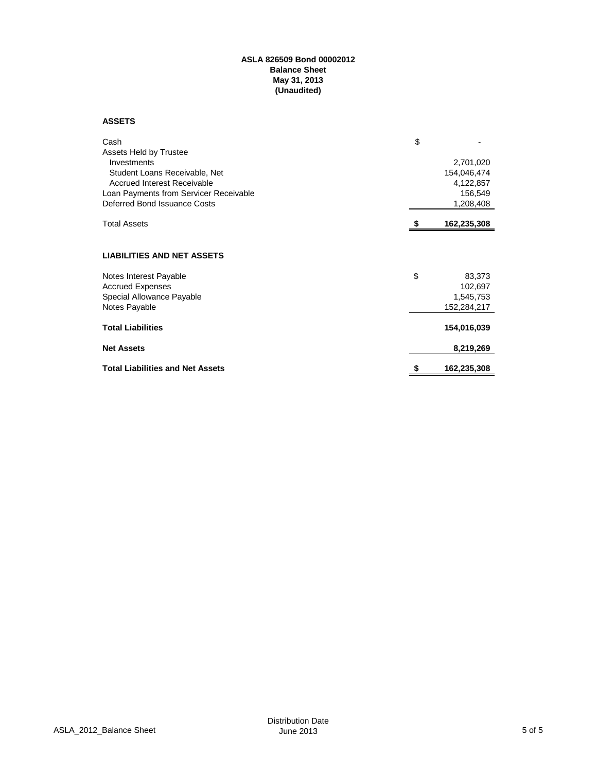**ASLA 826509 Bond 00002012**
**Balance Sheet**
**May 31, 2013**
**(Unaudited)**

**ASSETS**

| | | |
|---|---|---|
| Cash | $ | - |
| Assets Held by Trustee | | |
| Investments | | 2,701,020 |
| Student Loans Receivable, Net | | 154,046,474 |
| Accrued Interest Receivable | | 4,122,857 |
| Loan Payments from Servicer Receivable | | 156,549 |
| Deferred Bond Issuance Costs | | 1,208,408 |
| Total Assets | $ | 162,235,308 |

**LIABILITIES AND NET ASSETS**

| | | |
|---|---|---|
| Notes Interest Payable | $ | 83,373 |
| Accrued Expenses | | 102,697 |
| Special Allowance Payable | | 1,545,753 |
| Notes Payable | | 152,284,217 |
| **Total Liabilities** | | **154,016,039** |
| **Net Assets** | | **8,219,269** |
| **Total Liabilities and Net Assets** | **$** | **162,235,308** |

ASLA_2012_Balance Sheet

Distribution Date
June 2013